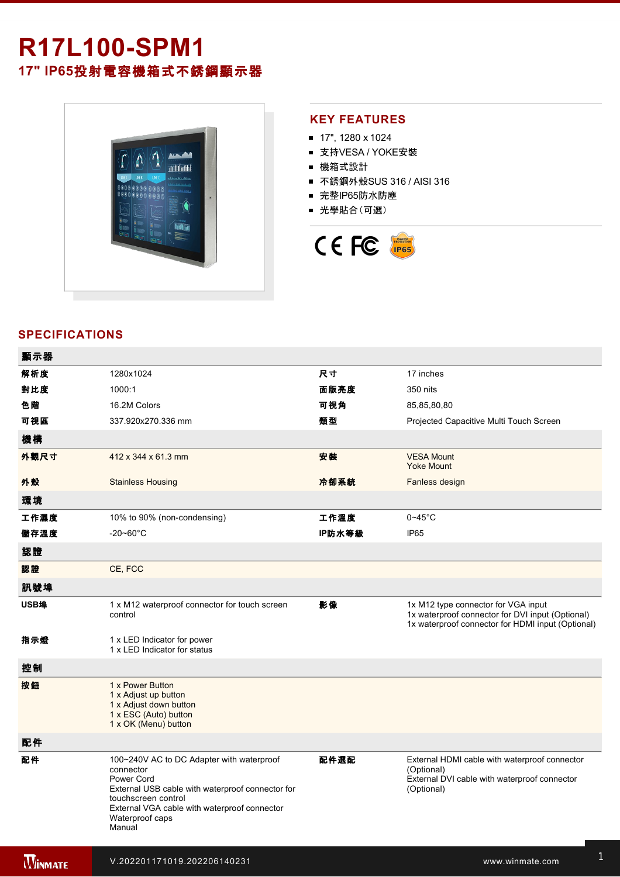# R17L100-SPM1

## 17" IP65投射電容機箱式不銹鋼顯示器

## KEY FEATURES

- 17", 1280 x 1024
- 支持VESA / YOKE安裝
- 機箱式設計
- 不銹鋼外殼SUS 316 / AISI 316
- 完整IP65防水防塵
- 光學貼合（可選）

## SPECIFICATIONS

| 顯示器 | | | |
|---|---|---|---|
| 解析度 | 1280x1024 | 尺寸 | 17 inches |
| 對比度 | 1000:1 | 面版亮度 | 350 nits |
| 色階 | 16.2M Colors | 可視角 | 85,85,80,80 |
| 可視區 | 337.920x270.336 mm | 類型 | Projected Capacitive Multi Touch Screen |
| **機構** | | | |
| 外觀尺寸 | 412 x 344 x 61.3 mm | 安裝 | VESA Mount<br>Yoke Mount |
| 外殼 | Stainless Housing | 冷卻系統 | Fanless design |
| **環境** | | | |
| 工作濕度 | 10% to 90% (non-condensing) | 工作溫度 | 0~45°C |
| 儲存溫度 | -20~60°C | IP防水等級 | IP65 |
| **認證** | | | |
| 認證 | CE, FCC | | |
| **訊號埠** | | | |
| USB埠 | 1 x M12 waterproof connector for touch screen control | 影像 | 1x M12 type connector for VGA input<br>1x waterproof connector for DVI input (Optional)<br>1x waterproof connector for HDMI input (Optional) |
| 指示燈 | 1 x LED Indicator for power<br>1 x LED Indicator for status | | |
| **控制** | | | |
| 按鈕 | 1 x Power Button<br>1 x Adjust up button<br>1 x Adjust down button<br>1 x ESC (Auto) button<br>1 x OK (Menu) button | | |
| **配件** | | | |
| 配件 | 100~240V AC to DC Adapter with waterproof connector<br>Power Cord<br>External USB cable with waterproof connector for touchscreen control<br>External VGA cable with waterproof connector<br>Waterproof caps<br>Manual | 配件選配 | External HDMI cable with waterproof connector (Optional)<br>External DVI cable with waterproof connector (Optional) |

V.202201171019.202206140231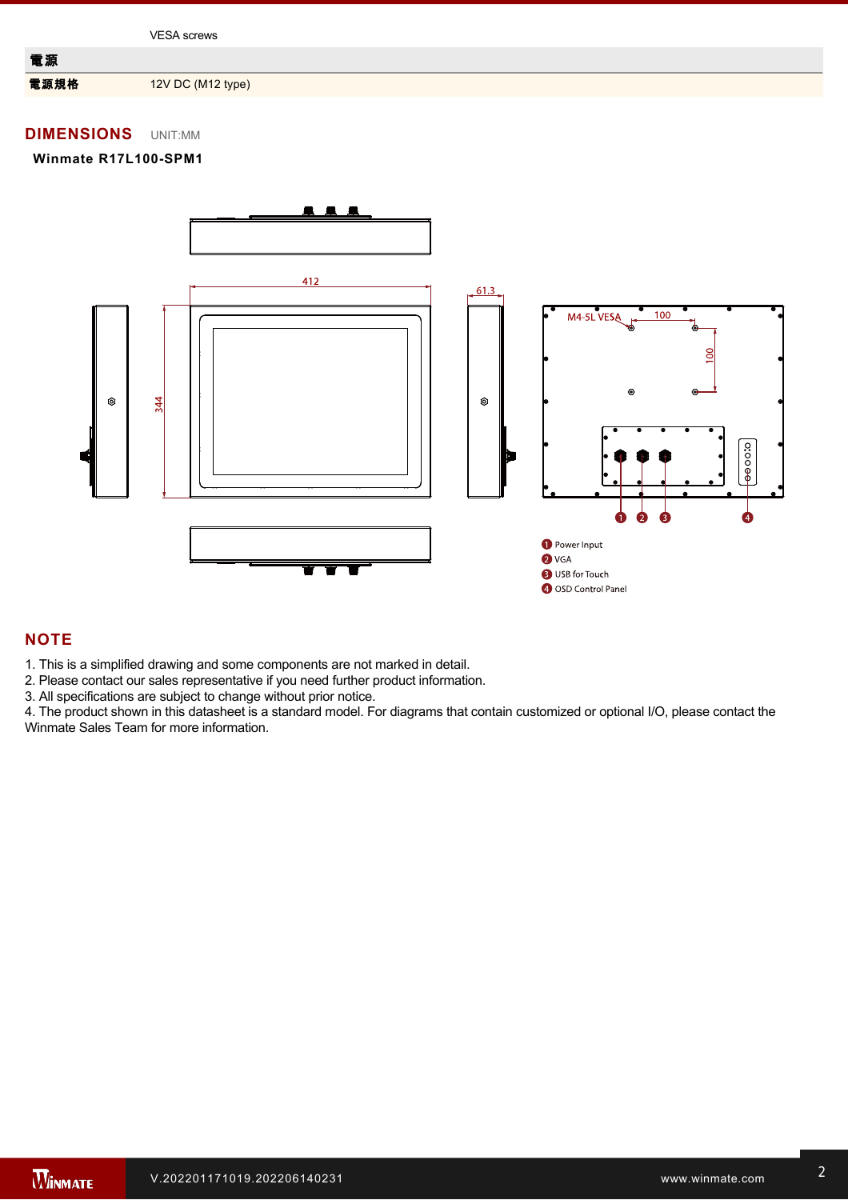| | |
|---|---|
| | VESA screws |
| **電源** | |
| **電源規格** | 12V DC (M12 type) |

## DIMENSIONS UNIT:MM

**Winmate R17L100-SPM1**

412

61.3

344

M4-5L VESA

100

100

1 Power Input

2 VGA

3 USB for Touch

4 OSD Control Panel

## NOTE

1. This is a simplified drawing and some components are not marked in detail.
2. Please contact our sales representative if you need further product information.
3. All specifications are subject to change without prior notice.
4. The product shown in this datasheet is a standard model. For diagrams that contain customized or optional I/O, please contact the Winmate Sales Team for more information.